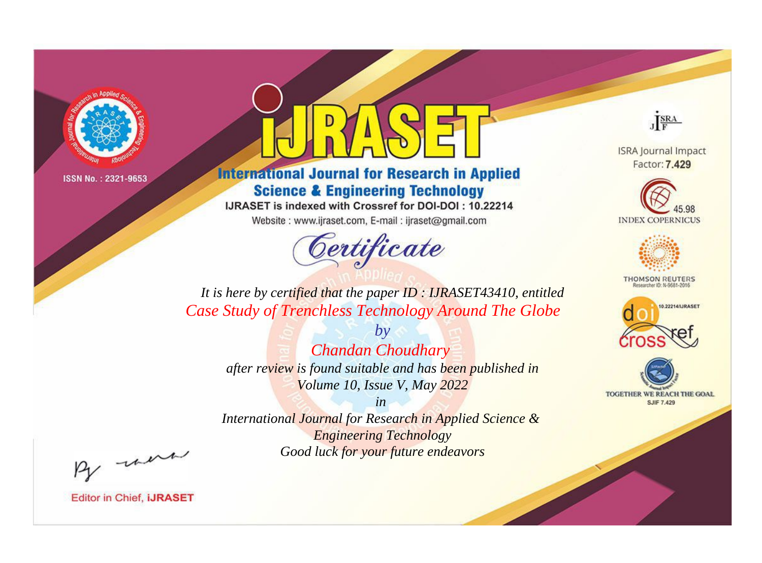ISSN No. : 2321-9653

# IJRASET

## International Journal for Research in Applied Science & Engineering Technology

IJRASET is indexed with Crossref for DOI-DOI : 10.22214

Website : www.ijraset.com, E-mail : ijraset@gmail.com

# *Certificate*

*It is here by certified that the paper ID : IJRASET43410, entitled*

*Case Study of Trenchless Technology Around The Globe*

*by*

*Chandan Choudhary*

*after review is found suitable and has been published in*

*Volume 10, Issue V, May 2022*

*in*

*International Journal for Research in Applied Science & Engineering Technology*

*Good luck for your future endeavors*

ISRA Journal Impact Factor: **7.429**

45.98 INDEX COPERNICUS

THOMSON REUTERS Researcher ID: N-9681-2016

10.22214/IJRASET

TOGETHER WE REACH THE GOAL SJIF 7.429

Editor in Chief, **iJRASET**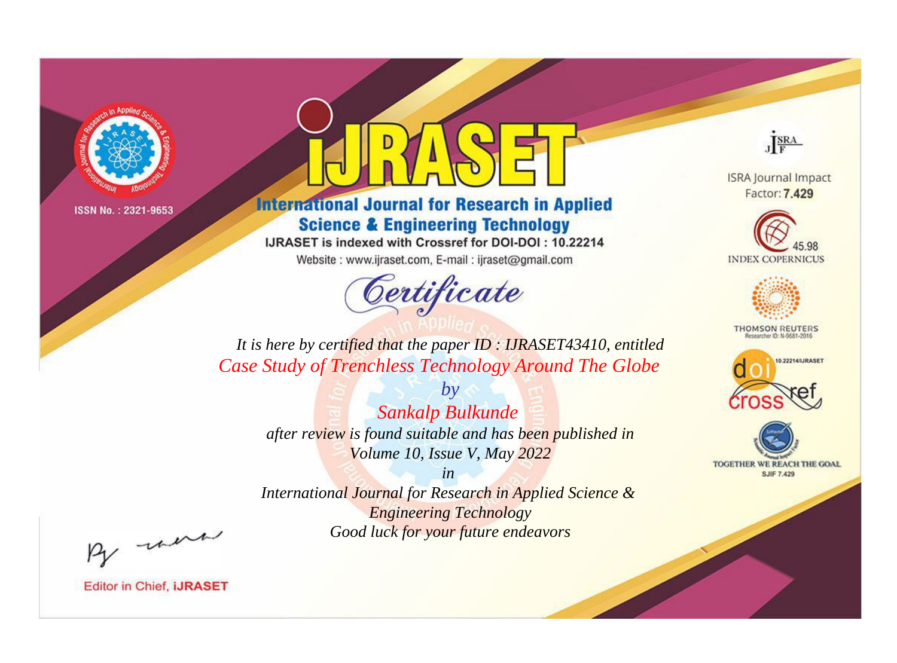ISSN No. : 2321-9653

# IJRASET

## International Journal for Research in Applied Science & Engineering Technology

IJRASET is indexed with Crossref for DOI-DOI : 10.22214

Website : www.ijraset.com, E-mail : ijraset@gmail.com

ISRA Journal Impact Factor: **7.429**

45.98 INDEX COPERNICUS

THOMSON REUTERS Researcher ID: N-9681-2016

10.22214/IJRASET

TOGETHER WE REACH THE GOAL SJIF 7.429

## Certificate

*It is here by certified that the paper ID : IJRASET43410, entitled*

*Case Study of Trenchless Technology Around The Globe*

*by*

*Sankalp Bulkunde*

*after review is found suitable and has been published in*

*Volume 10, Issue V, May 2022*

*in*

*International Journal for Research in Applied Science & Engineering Technology*

*Good luck for your future endeavors*

Editor in Chief, **iJRASET**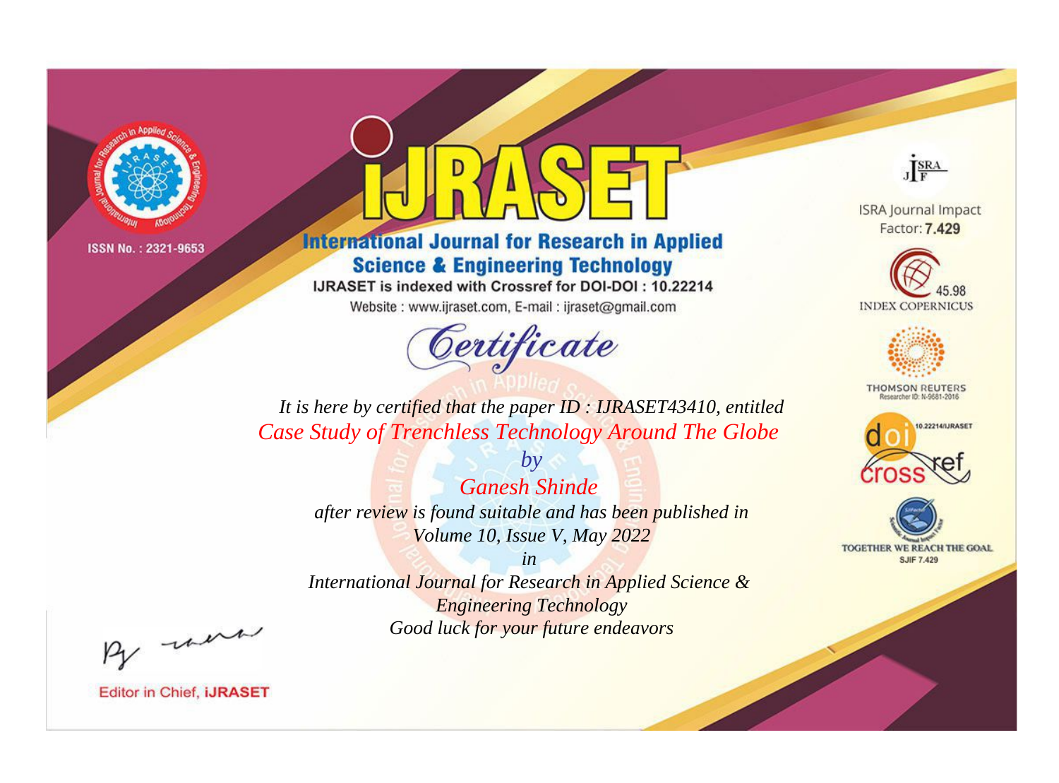ISSN No. : 2321-9653

# iJRASET

## International Journal for Research in Applied Science & Engineering Technology

IJRASET is indexed with Crossref for DOI-DOI : 10.22214

Website : www.ijraset.com, E-mail : ijraset@gmail.com

ISRA Journal Impact Factor: **7.429**

45.98 INDEX COPERNICUS

THOMSON REUTERS Researcher ID: N-9681-2016

10.22214/IJRASET

TOGETHER WE REACH THE GOAL SJIF 7.429

*Certificate*

*It is here by certified that the paper ID : IJRASET43410, entitled*

*Case Study of Trenchless Technology Around The Globe*

*by*

*Ganesh Shinde*

*after review is found suitable and has been published in*

*Volume 10, Issue V, May 2022*

*in*

*International Journal for Research in Applied Science & Engineering Technology*

*Good luck for your future endeavors*

Editor in Chief, **iJRASET**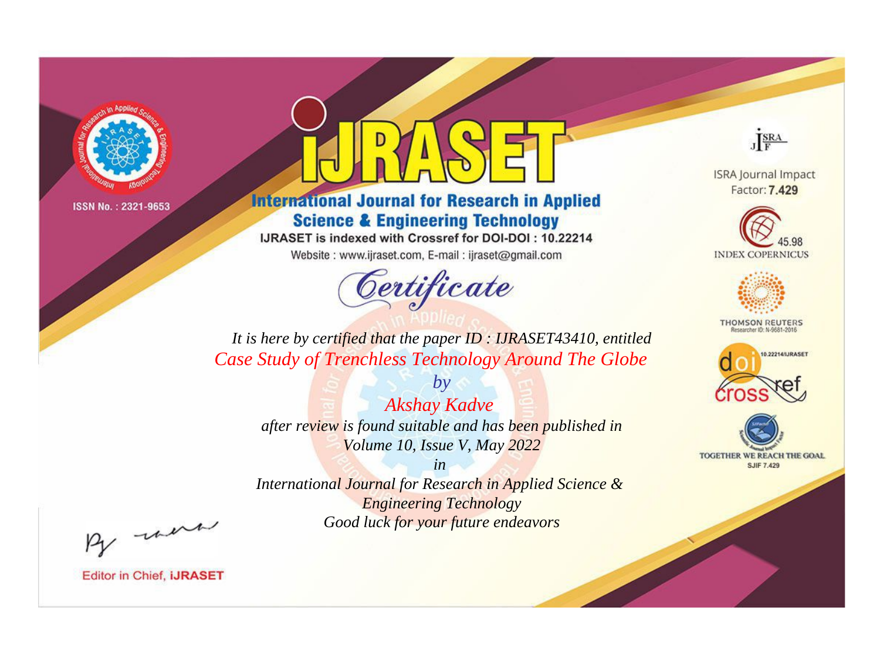ISSN No. : 2321-9653

# iJRASET

## International Journal for Research in Applied Science & Engineering Technology

IJRASET is indexed with Crossref for DOI-DOI : 10.22214

Website : www.ijraset.com, E-mail : ijraset@gmail.com

# Certificate

It is here by certified that the paper ID : IJRASET43410, entitled

Case Study of Trenchless Technology Around The Globe

by

Akshay Kadve

after review is found suitable and has been published in

Volume 10, Issue V, May 2022

in

International Journal for Research in Applied Science & Engineering Technology

Good luck for your future endeavors

ISRA Journal Impact Factor: **7.429**

45.98 INDEX COPERNICUS

THOMSON REUTERS Researcher ID: N-9681-2016

10.22214/IJRASET

doi crossref

TOGETHER WE REACH THE GOAL SJIF 7.429

Editor in Chief, **iJRASET**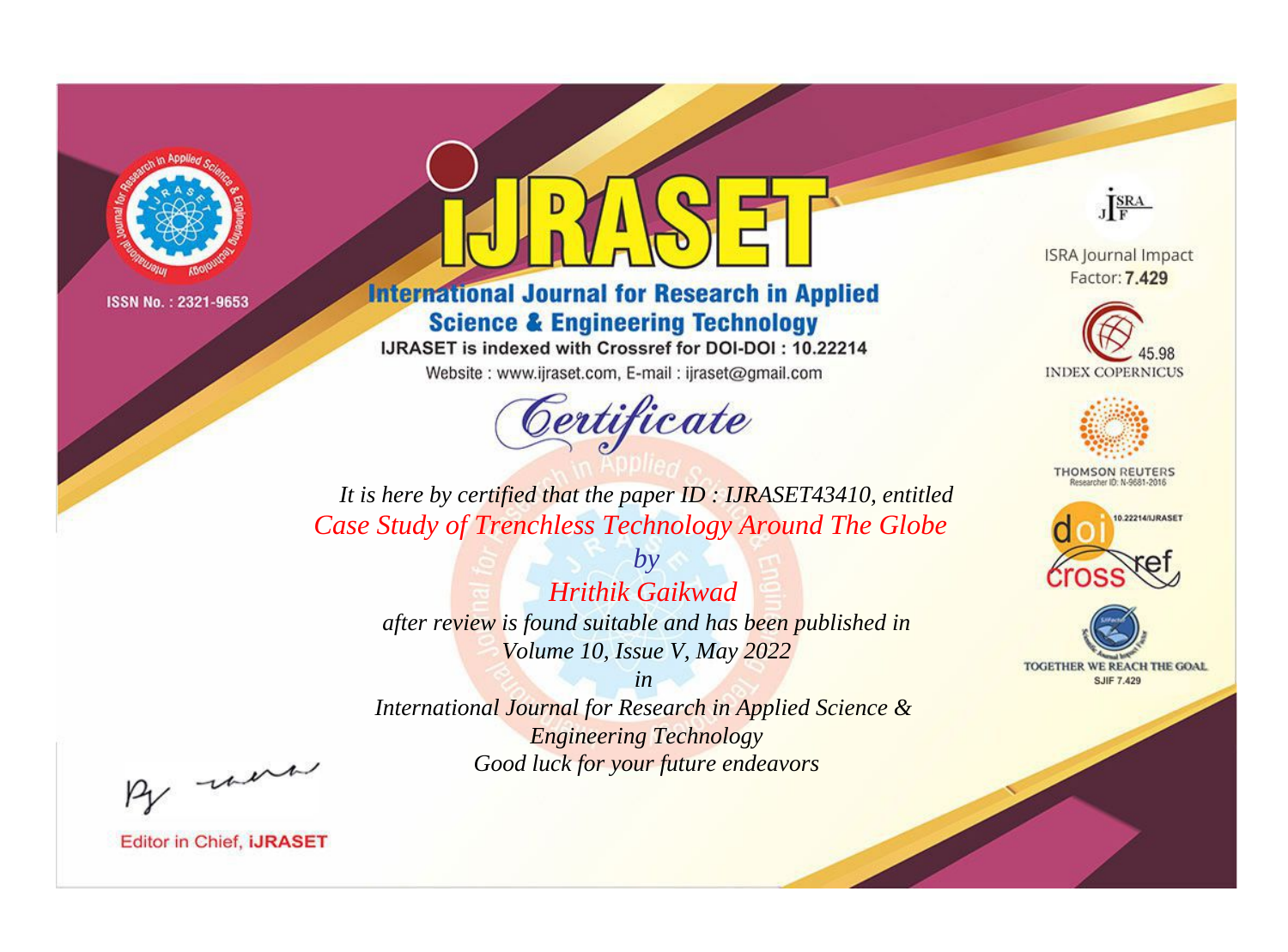ISSN No. : 2321-9653

# International Journal for Research in Applied Science & Engineering Technology

IJRASET is indexed with Crossref for DOI-DOI : 10.22214

Website : www.ijraset.com, E-mail : ijraset@gmail.com

## Certificate

*It is here by certified that the paper ID : IJRASET43410, entitled*

*Case Study of Trenchless Technology Around The Globe*

*by*

*Hrithik Gaikwad*

*after review is found suitable and has been published in*

*Volume 10, Issue V, May 2022*

*in*

*International Journal for Research in Applied Science & Engineering Technology*

*Good luck for your future endeavors*

ISRA Journal Impact Factor: **7.429**

45.98 INDEX COPERNICUS

THOMSON REUTERS Researcher ID: N-9681-2016

10.22214/IJRASET

TOGETHER WE REACH THE GOAL SJIF 7.429

Editor in Chief, **iJRASET**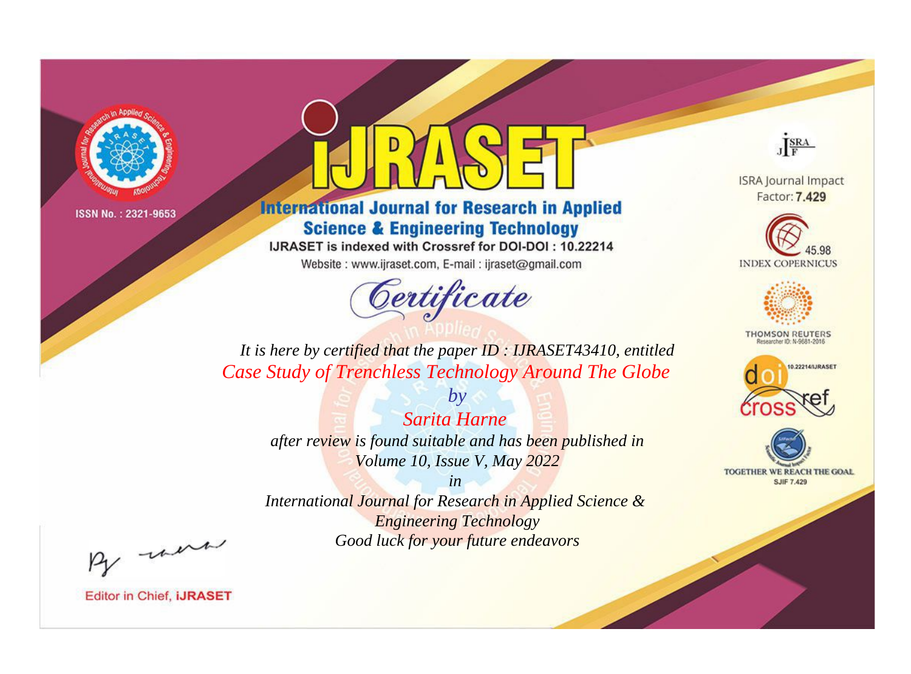ISSN No. : 2321-9653

# IJRASET

## International Journal for Research in Applied Science & Engineering Technology

IJRASET is indexed with Crossref for DOI-DOI : 10.22214

Website : www.ijraset.com, E-mail : ijraset@gmail.com

*Certificate*

*It is here by certified that the paper ID : IJRASET43410, entitled*

*Case Study of Trenchless Technology Around The Globe*

*by*

*Sarita Harne*

*after review is found suitable and has been published in*

*Volume 10, Issue V, May 2022*

*in*

*International Journal for Research in Applied Science & Engineering Technology*

*Good luck for your future endeavors*

ISRA Journal Impact Factor: **7.429**

45.98 INDEX COPERNICUS

THOMSON REUTERS Researcher ID: N-9681-2016

10.22214/IJRASET

TOGETHER WE REACH THE GOAL SJIF 7.429

Editor in Chief, **iJRASET**